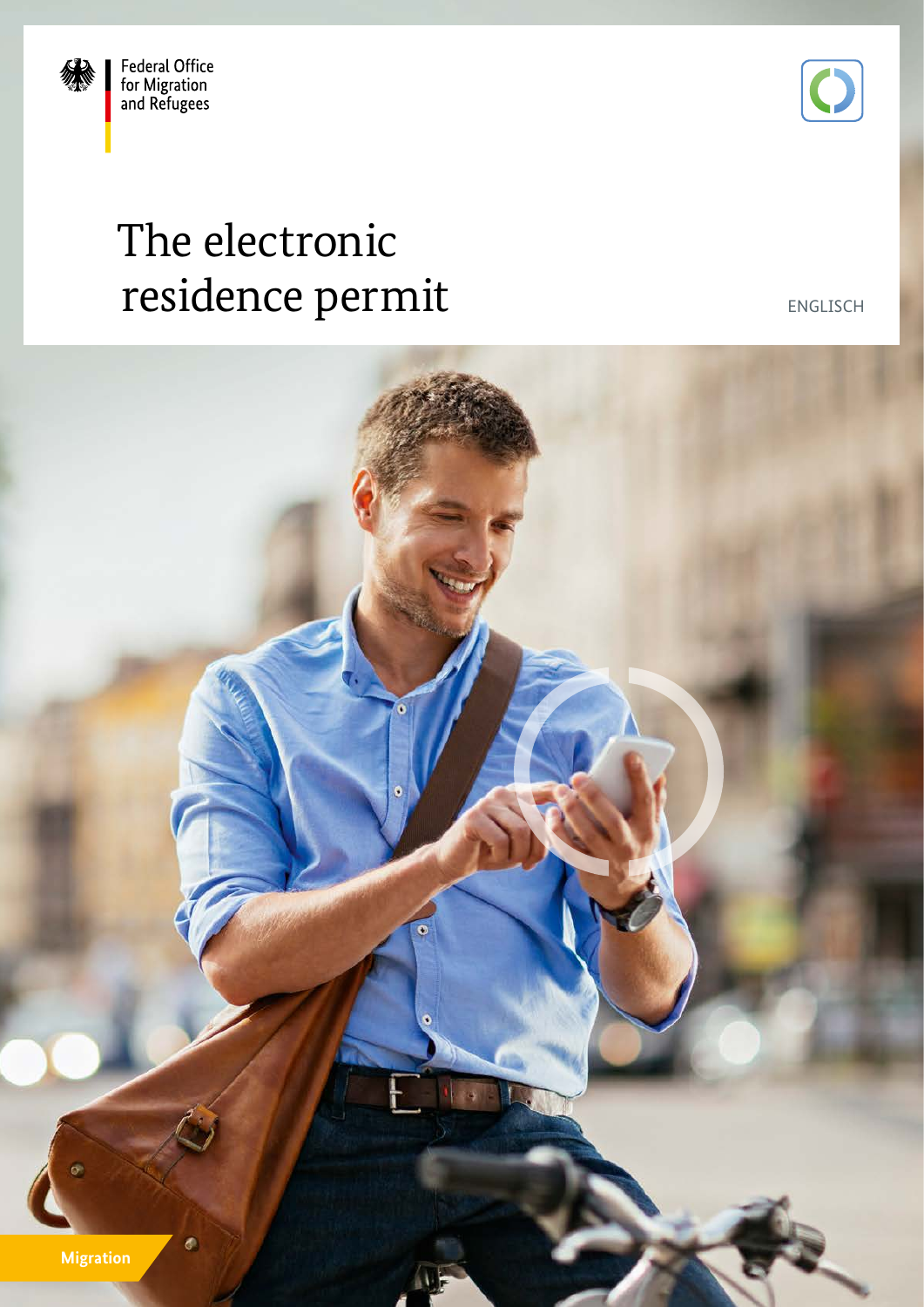Federal Office for Migration and Refugees

# The electronic residence permit

ENGLISCH

Migration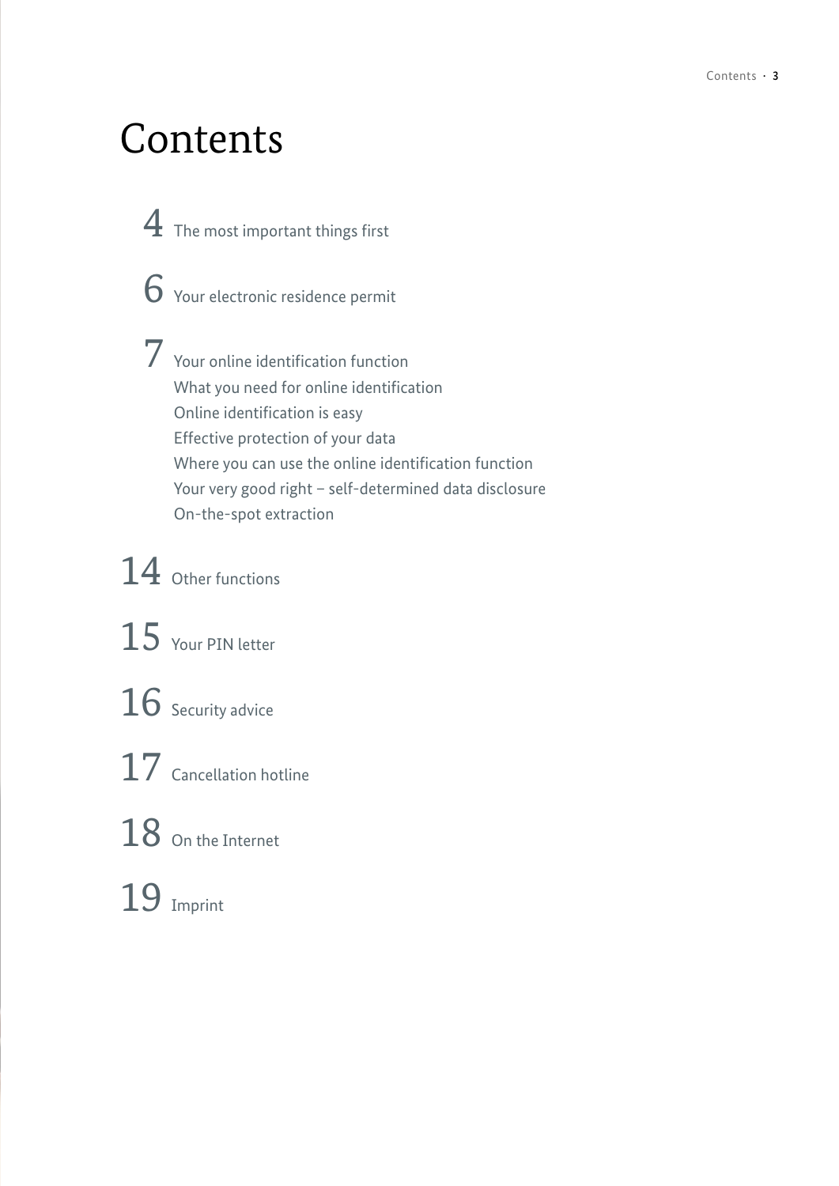# Contents

4 The most important things first

6 Your electronic residence permit

7 Your online identification function
What you need for online identification
Online identification is easy
Effective protection of your data
Where you can use the online identification function
Your very good right – self-determined data disclosure
On-the-spot extraction

14 Other functions

15 Your PIN letter

16 Security advice

17 Cancellation hotline

18 On the Internet

19 Imprint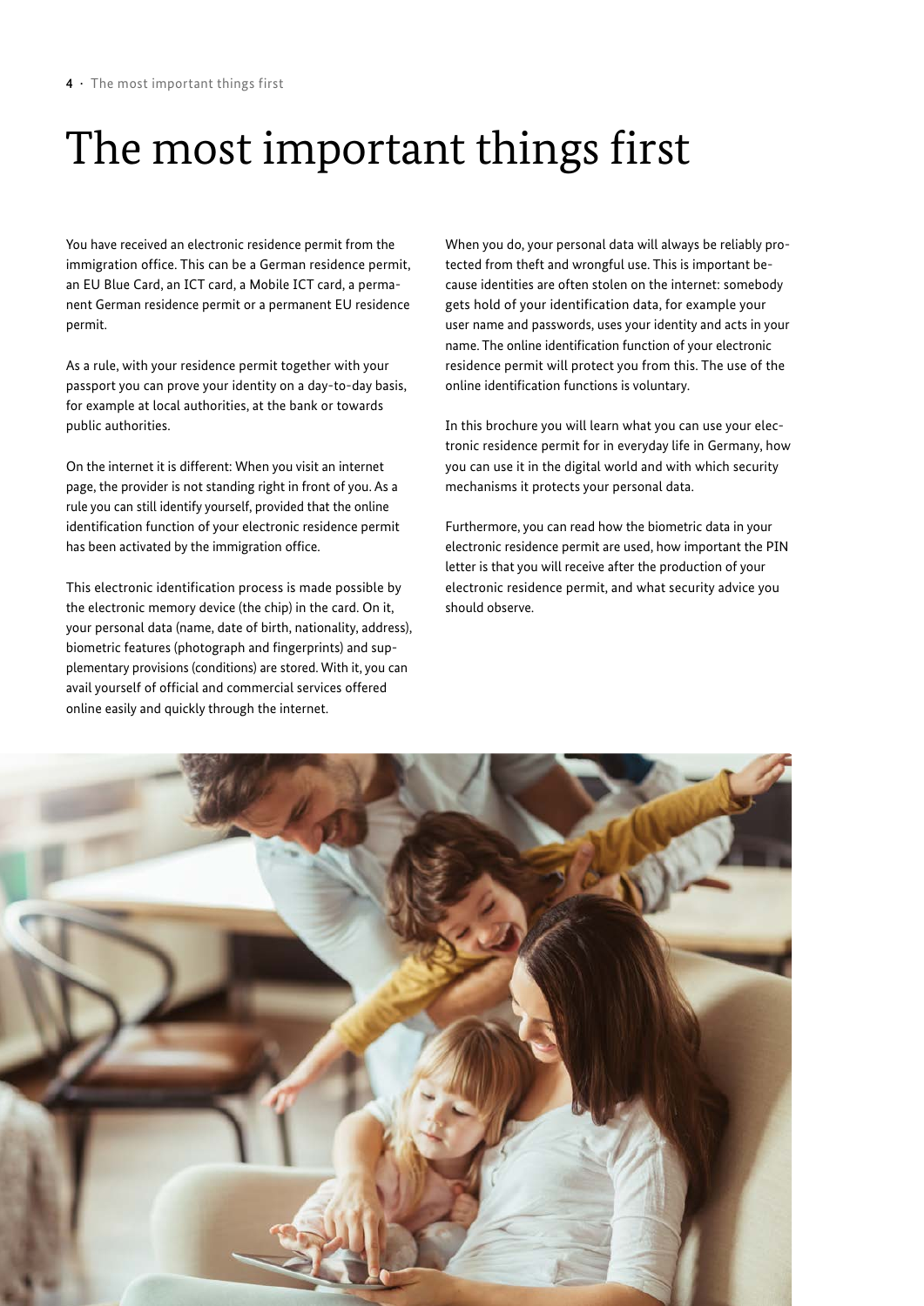# The most important things first

You have received an electronic residence permit from the immigration office. This can be a German residence permit, an EU Blue Card, an ICT card, a Mobile ICT card, a permanent German residence permit or a permanent EU residence permit.

As a rule, with your residence permit together with your passport you can prove your identity on a day-to-day basis, for example at local authorities, at the bank or towards public authorities.

On the internet it is different: When you visit an internet page, the provider is not standing right in front of you. As a rule you can still identify yourself, provided that the online identification function of your electronic residence permit has been activated by the immigration office.

This electronic identification process is made possible by the electronic memory device (the chip) in the card. On it, your personal data (name, date of birth, nationality, address), biometric features (photograph and fingerprints) and supplementary provisions (conditions) are stored. With it, you can avail yourself of official and commercial services offered online easily and quickly through the internet.

When you do, your personal data will always be reliably protected from theft and wrongful use. This is important because identities are often stolen on the internet: somebody gets hold of your identification data, for example your user name and passwords, uses your identity and acts in your name. The online identification function of your electronic residence permit will protect you from this. The use of the online identification functions is voluntary.

In this brochure you will learn what you can use your electronic residence permit for in everyday life in Germany, how you can use it in the digital world and with which security mechanisms it protects your personal data.

Furthermore, you can read how the biometric data in your electronic residence permit are used, how important the PIN letter is that you will receive after the production of your electronic residence permit, and what security advice you should observe.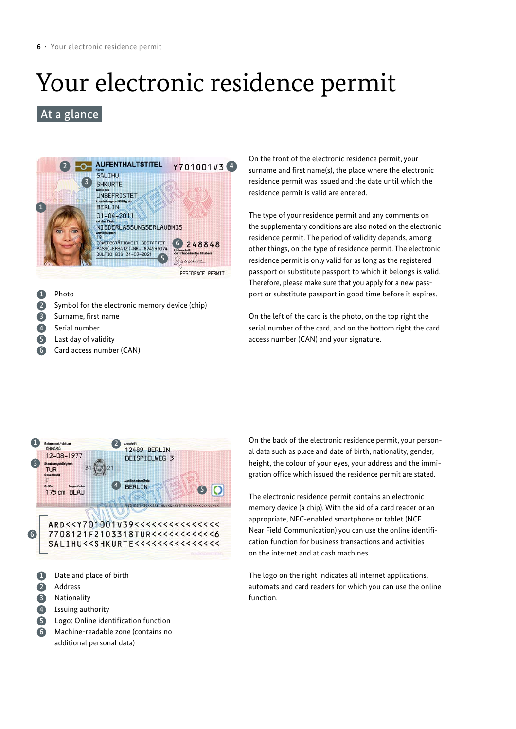# Your electronic residence permit

## At a glance

1. Photo
2. Symbol for the electronic memory device (chip)
3. Surname, first name
4. Serial number
5. Last day of validity
6. Card access number (CAN)

On the front of the electronic residence permit, your surname and first name(s), the place where the electronic residence permit was issued and the date until which the residence permit is valid are entered.

The type of your residence permit and any comments on the supplementary conditions are also noted on the electronic residence permit. The period of validity depends, among other things, on the type of residence permit. The electronic residence permit is only valid for as long as the registered passport or substitute passport to which it belongs is valid. Therefore, please make sure that you apply for a new passport or substitute passport in good time before it expires.

On the left of the card is the photo, on the top right the serial number of the card, and on the bottom right the card access number (CAN) and your signature.

1. Date and place of birth
2. Address
3. Nationality
4. Issuing authority
5. Logo: Online identification function
6. Machine-readable zone (contains no additional personal data)

On the back of the electronic residence permit, your personal data such as place and date of birth, nationality, gender, height, the colour of your eyes, your address and the immigration office which issued the residence permit are stated.

The electronic residence permit contains an electronic memory device (a chip). With the aid of a card reader or an appropriate, NFC-enabled smartphone or tablet (NCF Near Field Communication) you can use the online identification function for business transactions and activities on the internet and at cash machines.

The logo on the right indicates all internet applications, automats and card readers for which you can use the online function.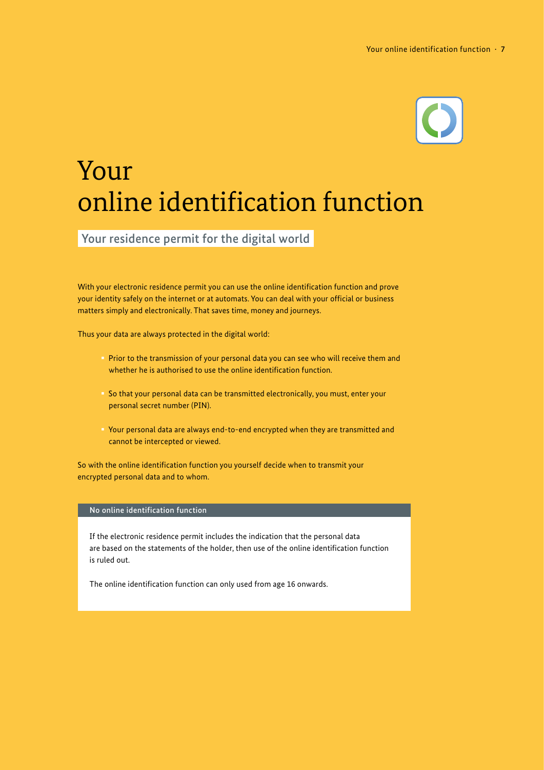# Your online identification function

## Your residence permit for the digital world

With your electronic residence permit you can use the online identification function and prove your identity safely on the internet or at automats. You can deal with your official or business matters simply and electronically. That saves time, money and journeys.

Thus your data are always protected in the digital world:

- Prior to the transmission of your personal data you can see who will receive them and whether he is authorised to use the online identification function.
- So that your personal data can be transmitted electronically, you must, enter your personal secret number (PIN).
- Your personal data are always end-to-end encrypted when they are transmitted and cannot be intercepted or viewed.

So with the online identification function you yourself decide when to transmit your encrypted personal data and to whom.

### No online identification function

If the electronic residence permit includes the indication that the personal data are based on the statements of the holder, then use of the online identification function is ruled out.

The online identification function can only used from age 16 onwards.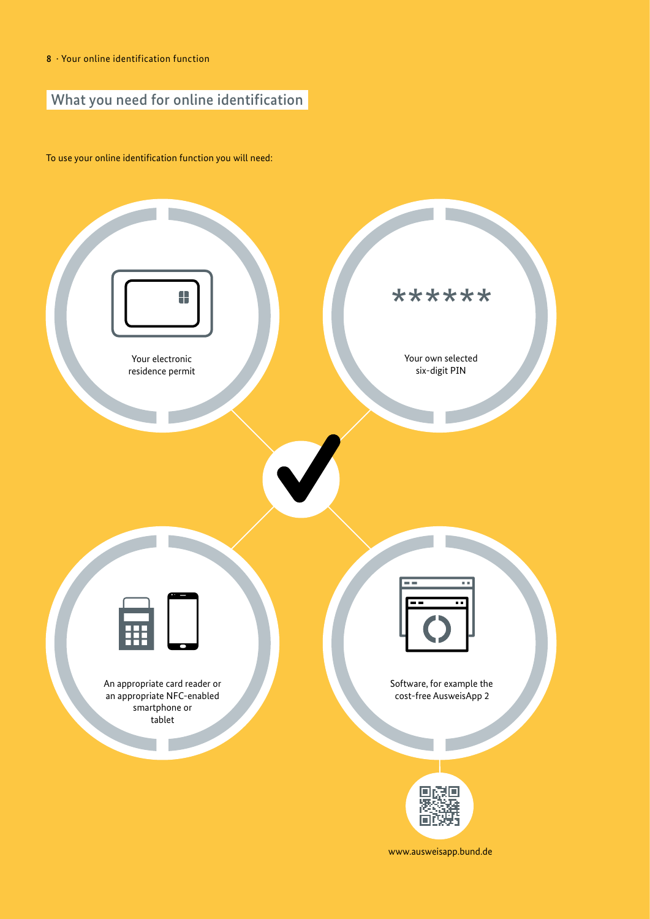## What you need for online identification

To use your online identification function you will need:

- Your electronic residence permit
- Your own selected six-digit PIN
- An appropriate card reader or an appropriate NFC-enabled smartphone or tablet
- Software, for example the cost-free AusweisApp 2

www.ausweisapp.bund.de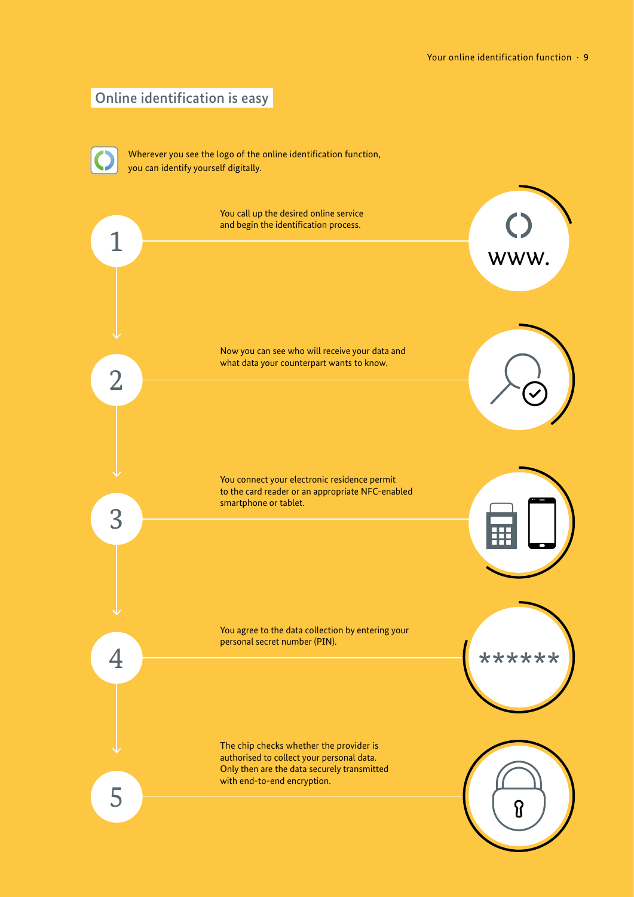## Online identification is easy

Wherever you see the logo of the online identification function, you can identify yourself digitally.

1. You call up the desired online service and begin the identification process.

2. Now you can see who will receive your data and what data your counterpart wants to know.

3. You connect your electronic residence permit to the card reader or an appropriate NFC-enabled smartphone or tablet.

4. You agree to the data collection by entering your personal secret number (PIN).

5. The chip checks whether the provider is authorised to collect your personal data. Only then are the data securely transmitted with end-to-end encryption.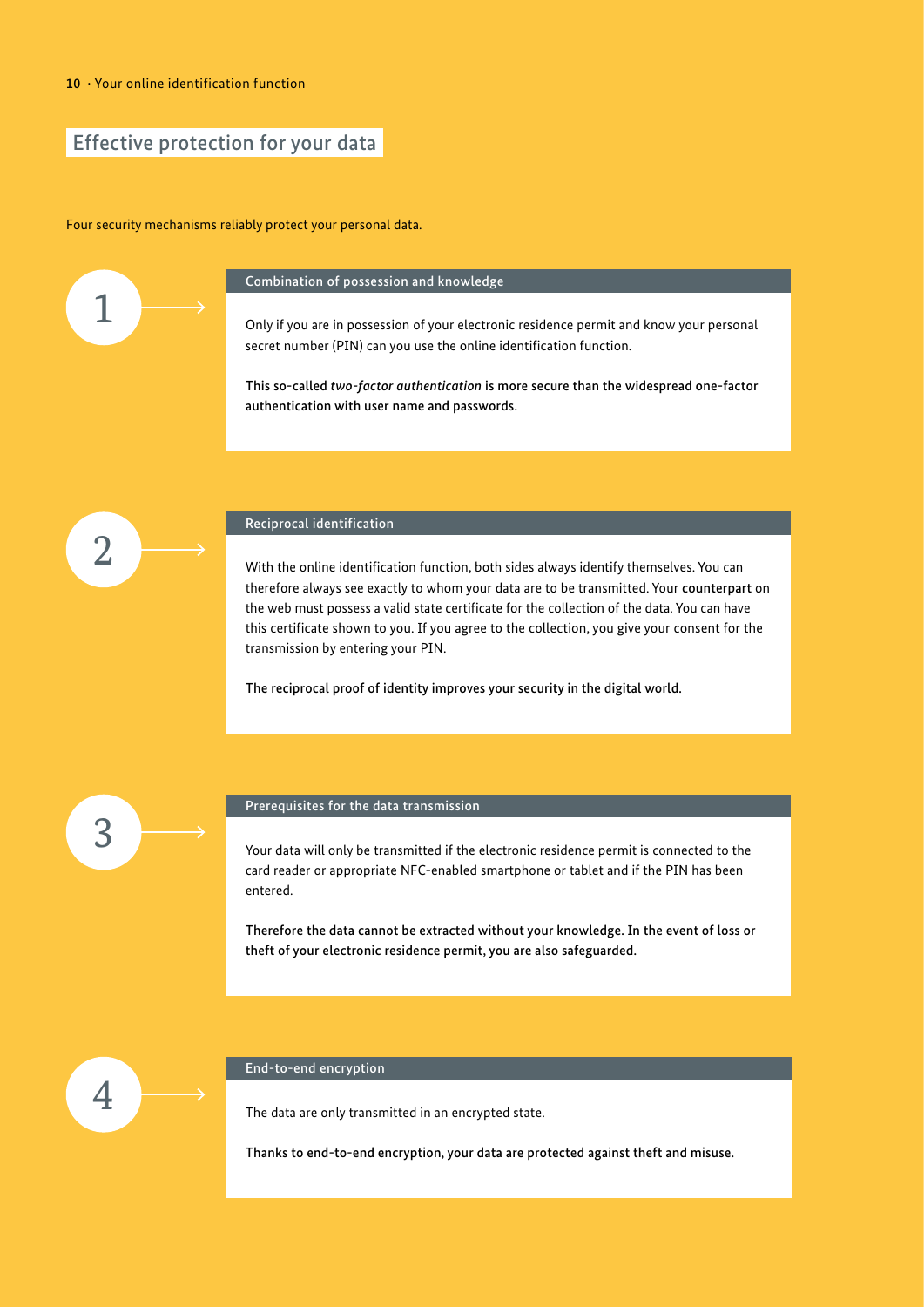## Effective protection for your data

Four security mechanisms reliably protect your personal data.

### 1 Combination of possession and knowledge

Only if you are in possession of your electronic residence permit and know your personal secret number (PIN) can you use the online identification function.

**This so-called *two-factor authentication* is more secure than the widespread one-factor authentication with user name and passwords.**

### 2 Reciprocal identification

With the online identification function, both sides always identify themselves. You can therefore always see exactly to whom your data are to be transmitted. Your **counterpart** on the web must possess a valid state certificate for the collection of the data. You can have this certificate shown to you. If you agree to the collection, you give your consent for the transmission by entering your PIN.

**The reciprocal proof of identity improves your security in the digital world.**

### 3 Prerequisites for the data transmission

Your data will only be transmitted if the electronic residence permit is connected to the card reader or appropriate NFC-enabled smartphone or tablet and if the PIN has been entered.

**Therefore the data cannot be extracted without your knowledge. In the event of loss or theft of your electronic residence permit, you are also safeguarded.**

### 4 End-to-end encryption

The data are only transmitted in an encrypted state.

**Thanks to end-to-end encryption, your data are protected against theft and misuse.**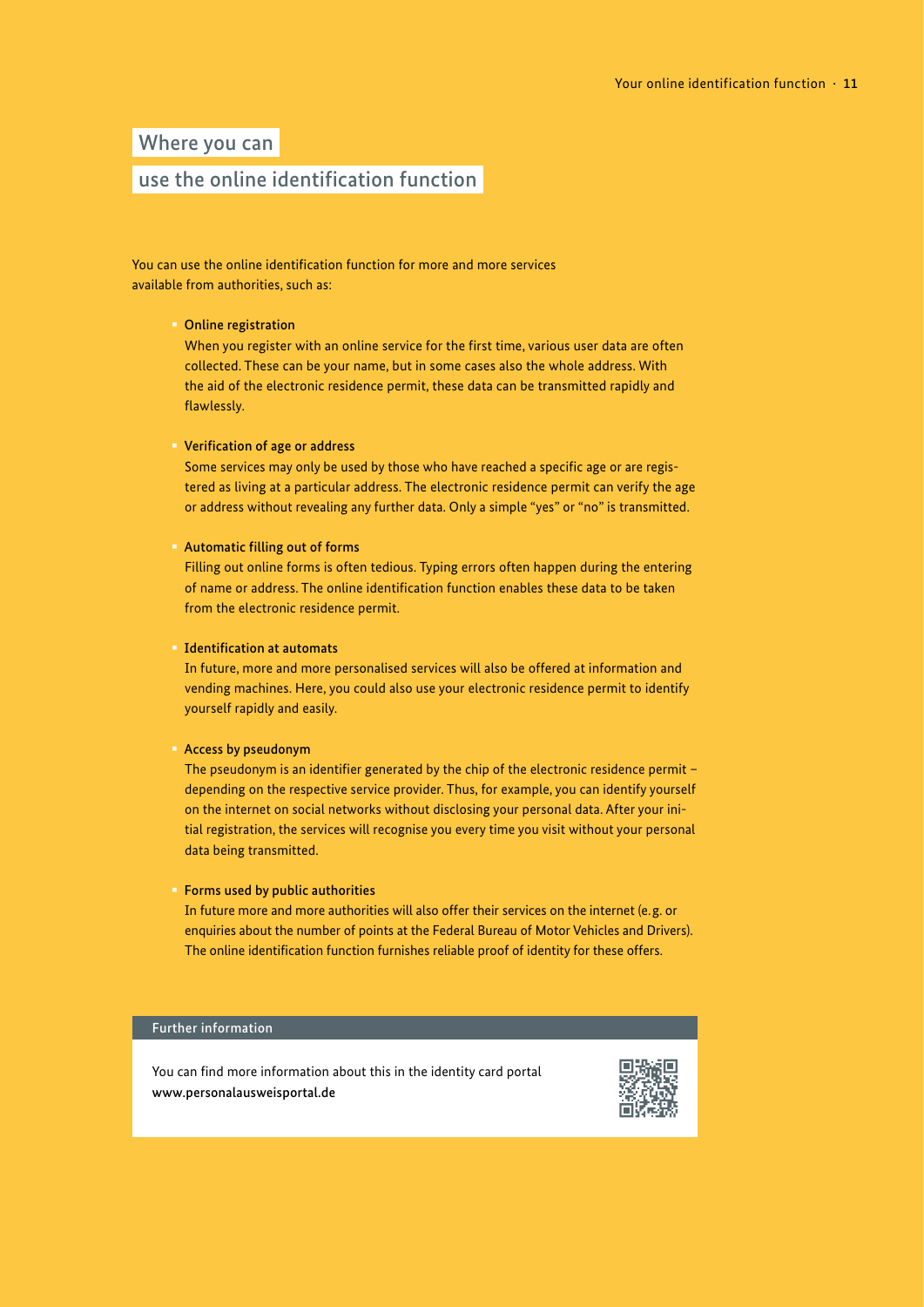# Where you can use the online identification function

You can use the online identification function for more and more services available from authorities, such as:

- **Online registration**
  When you register with an online service for the first time, various user data are often collected. These can be your name, but in some cases also the whole address. With the aid of the electronic residence permit, these data can be transmitted rapidly and flawlessly.

- **Verification of age or address**
  Some services may only be used by those who have reached a specific age or are registered as living at a particular address. The electronic residence permit can verify the age or address without revealing any further data. Only a simple "yes" or "no" is transmitted.

- **Automatic filling out of forms**
  Filling out online forms is often tedious. Typing errors often happen during the entering of name or address. The online identification function enables these data to be taken from the electronic residence permit.

- **Identification at automats**
  In future, more and more personalised services will also be offered at information and vending machines. Here, you could also use your electronic residence permit to identify yourself rapidly and easily.

- **Access by pseudonym**
  The pseudonym is an identifier generated by the chip of the electronic residence permit – depending on the respective service provider. Thus, for example, you can identify yourself on the internet on social networks without disclosing your personal data. After your initial registration, the services will recognise you every time you visit without your personal data being transmitted.

- **Forms used by public authorities**
  In future more and more authorities will also offer their services on the internet (e.g. or enquiries about the number of points at the Federal Bureau of Motor Vehicles and Drivers). The online identification function furnishes reliable proof of identity for these offers.

**Further information**

You can find more information about this in the identity card portal **www.personalausweisportal.de**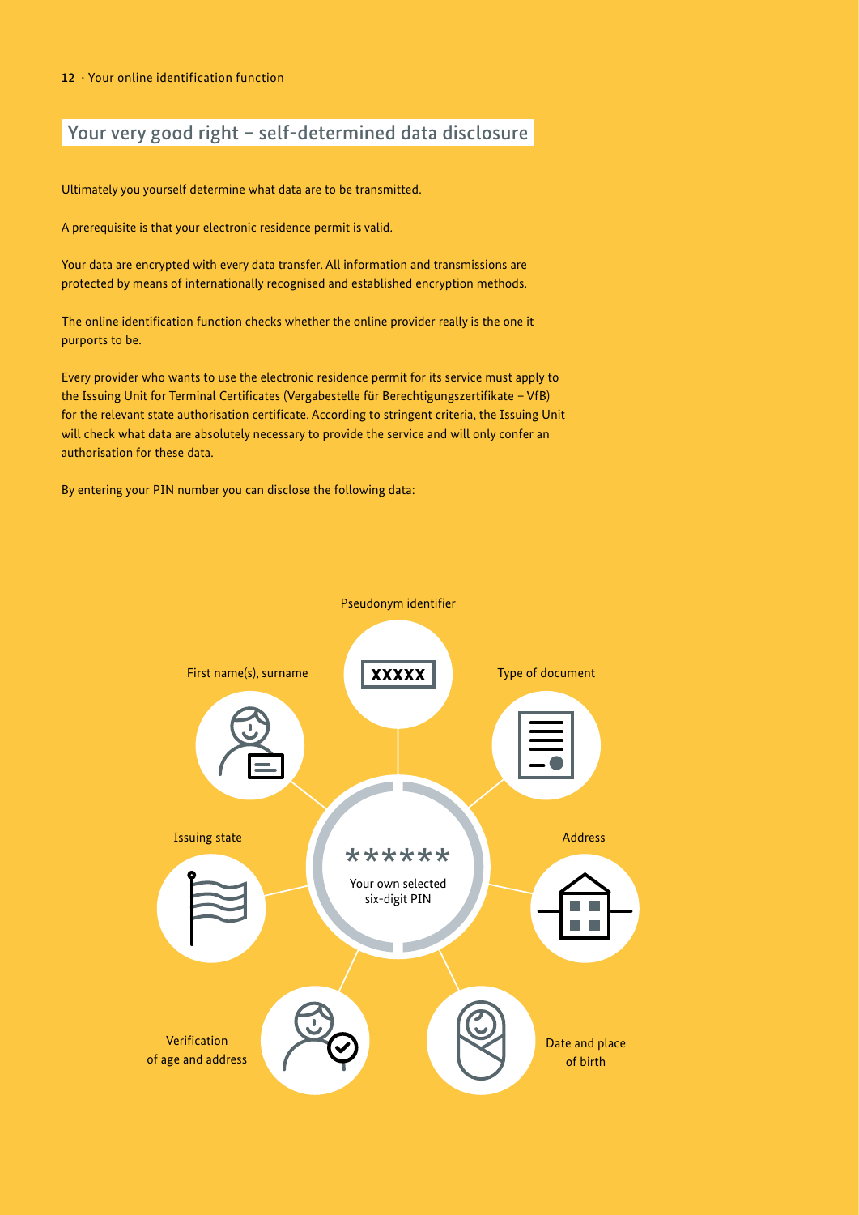## Your very good right – self-determined data disclosure

Ultimately you yourself determine what data are to be transmitted.

A prerequisite is that your electronic residence permit is valid.

Your data are encrypted with every data transfer. All information and transmissions are protected by means of internationally recognised and established encryption methods.

The online identification function checks whether the online provider really is the one it purports to be.

Every provider who wants to use the electronic residence permit for its service must apply to the Issuing Unit for Terminal Certificates (Vergabestelle für Berechtigungszertifikate – VfB) for the relevant state authorisation certificate. According to stringent criteria, the Issuing Unit will check what data are absolutely necessary to provide the service and will only confer an authorisation for these data.

By entering your PIN number you can disclose the following data:

Pseudonym identifier

XXXXX

First name(s), surname

Type of document

Issuing state

******

Your own selected six-digit PIN

Address

Verification of age and address

Date and place of birth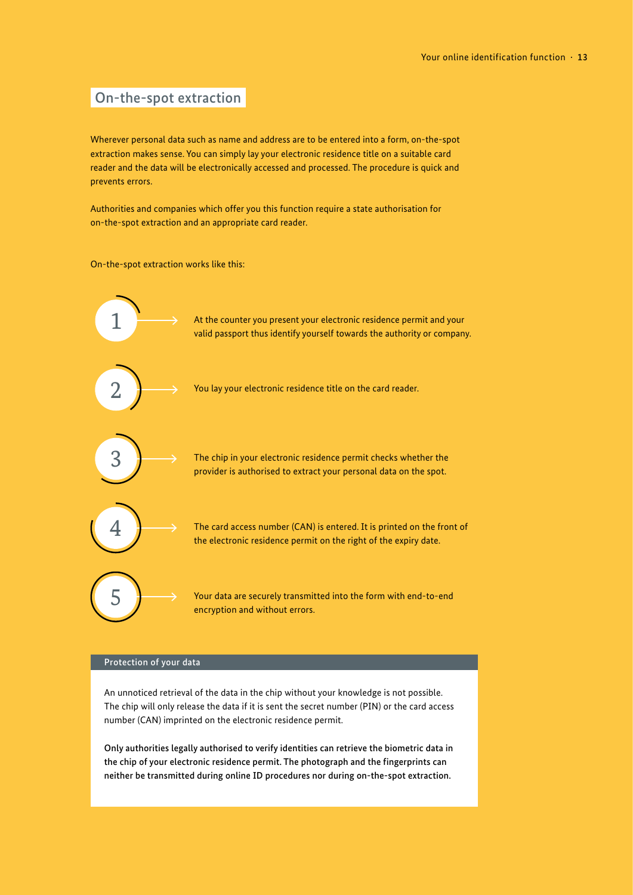## On-the-spot extraction

Wherever personal data such as name and address are to be entered into a form, on-the-spot extraction makes sense. You can simply lay your electronic residence title on a suitable card reader and the data will be electronically accessed and processed. The procedure is quick and prevents errors.

Authorities and companies which offer you this function require a state authorisation for on-the-spot extraction and an appropriate card reader.

On-the-spot extraction works like this:

1. At the counter you present your electronic residence permit and your valid passport thus identify yourself towards the authority or company.
2. You lay your electronic residence title on the card reader.
3. The chip in your electronic residence permit checks whether the provider is authorised to extract your personal data on the spot.
4. The card access number (CAN) is entered. It is printed on the front of the electronic residence permit on the right of the expiry date.
5. Your data are securely transmitted into the form with end-to-end encryption and without errors.

### Protection of your data

An unnoticed retrieval of the data in the chip without your knowledge is not possible. The chip will only release the data if it is sent the secret number (PIN) or the card access number (CAN) imprinted on the electronic residence permit.

Only authorities legally authorised to verify identities can retrieve the biometric data in the chip of your electronic residence permit. The photograph and the fingerprints can neither be transmitted during online ID procedures nor during on-the-spot extraction.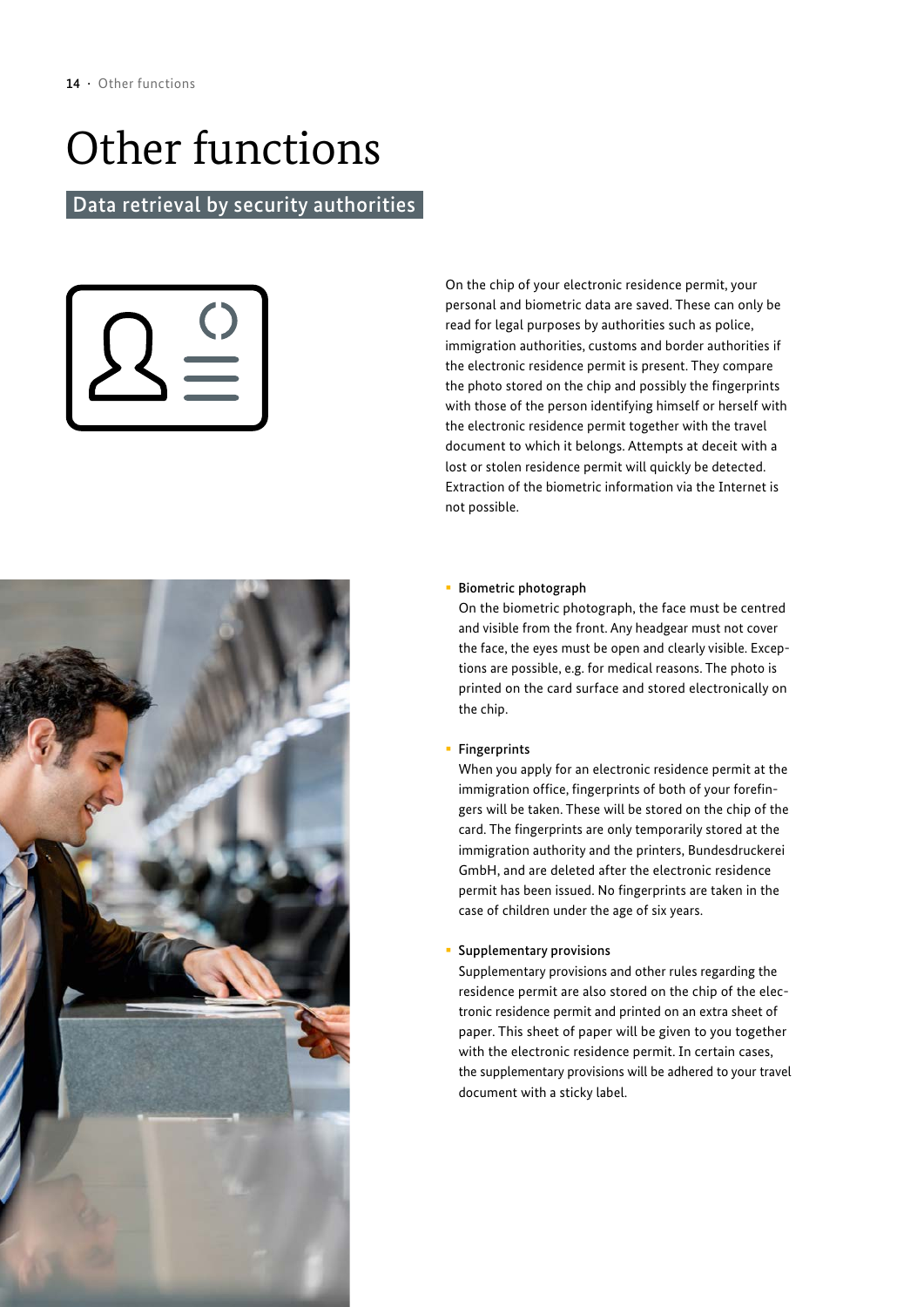# Other functions

## Data retrieval by security authorities

On the chip of your electronic residence permit, your personal and biometric data are saved. These can only be read for legal purposes by authorities such as police, immigration authorities, customs and border authorities if the electronic residence permit is present. They compare the photo stored on the chip and possibly the fingerprints with those of the person identifying himself or herself with the electronic residence permit together with the travel document to which it belongs. Attempts at deceit with a lost or stolen residence permit will quickly be detected. Extraction of the biometric information via the Internet is not possible.

- Biometric photograph
  On the biometric photograph, the face must be centred and visible from the front. Any headgear must not cover the face, the eyes must be open and clearly visible. Exceptions are possible, e.g. for medical reasons. The photo is printed on the card surface and stored electronically on the chip.

- Fingerprints
  When you apply for an electronic residence permit at the immigration office, fingerprints of both of your forefingers will be taken. These will be stored on the chip of the card. The fingerprints are only temporarily stored at the immigration authority and the printers, Bundesdruckerei GmbH, and are deleted after the electronic residence permit has been issued. No fingerprints are taken in the case of children under the age of six years.

- Supplementary provisions
  Supplementary provisions and other rules regarding the residence permit are also stored on the chip of the electronic residence permit and printed on an extra sheet of paper. This sheet of paper will be given to you together with the electronic residence permit. In certain cases, the supplementary provisions will be adhered to your travel document with a sticky label.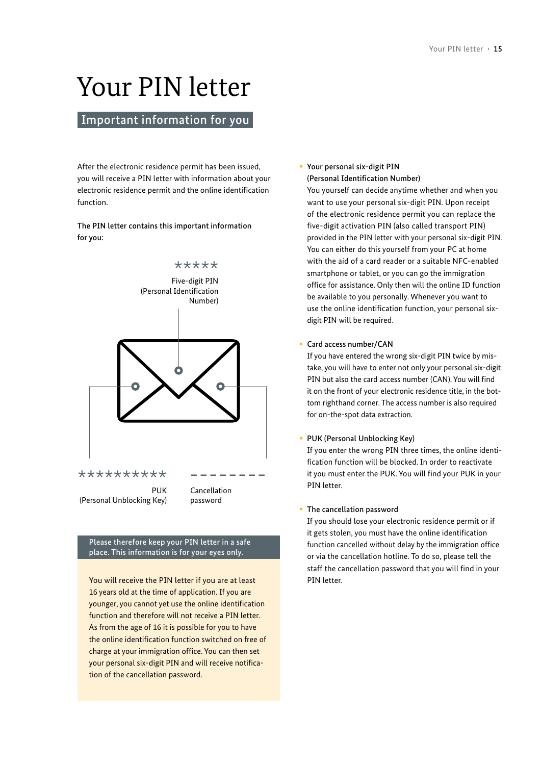# Your PIN letter

## Important information for you

After the electronic residence permit has been issued, you will receive a PIN letter with information about your electronic residence permit and the online identification function.

The PIN letter contains this important information for you:

*****

Five-digit PIN (Personal Identification Number)

**********

PUK (Personal Unblocking Key)

– – – – – – – –

Cancellation password

**Please therefore keep your PIN letter in a safe place. This information is for your eyes only.**

You will receive the PIN letter if you are at least 16 years old at the time of application. If you are younger, you cannot yet use the online identification function and therefore will not receive a PIN letter. As from the age of 16 it is possible for you to have the online identification function switched on free of charge at your immigration office. You can then set your personal six-digit PIN and will receive notification of the cancellation password.

- **Your personal six-digit PIN (Personal Identification Number)**
  You yourself can decide anytime whether and when you want to use your personal six-digit PIN. Upon receipt of the electronic residence permit you can replace the five-digit activation PIN (also called transport PIN) provided in the PIN letter with your personal six-digit PIN. You can either do this yourself from your PC at home with the aid of a card reader or a suitable NFC-enabled smartphone or tablet, or you can go the immigration office for assistance. Only then will the online ID function be available to you personally. Whenever you want to use the online identification function, your personal six-digit PIN will be required.

- **Card access number/CAN**
  If you have entered the wrong six-digit PIN twice by mistake, you will have to enter not only your personal six-digit PIN but also the card access number (CAN). You will find it on the front of your electronic residence title, in the bottom righthand corner. The access number is also required for on-the-spot data extraction.

- **PUK (Personal Unblocking Key)**
  If you enter the wrong PIN three times, the online identification function will be blocked. In order to reactivate it you must enter the PUK. You will find your PUK in your PIN letter.

- **The cancellation password**
  If you should lose your electronic residence permit or if it gets stolen, you must have the online identification function cancelled without delay by the immigration office or via the cancellation hotline. To do so, please tell the staff the cancellation password that you will find in your PIN letter.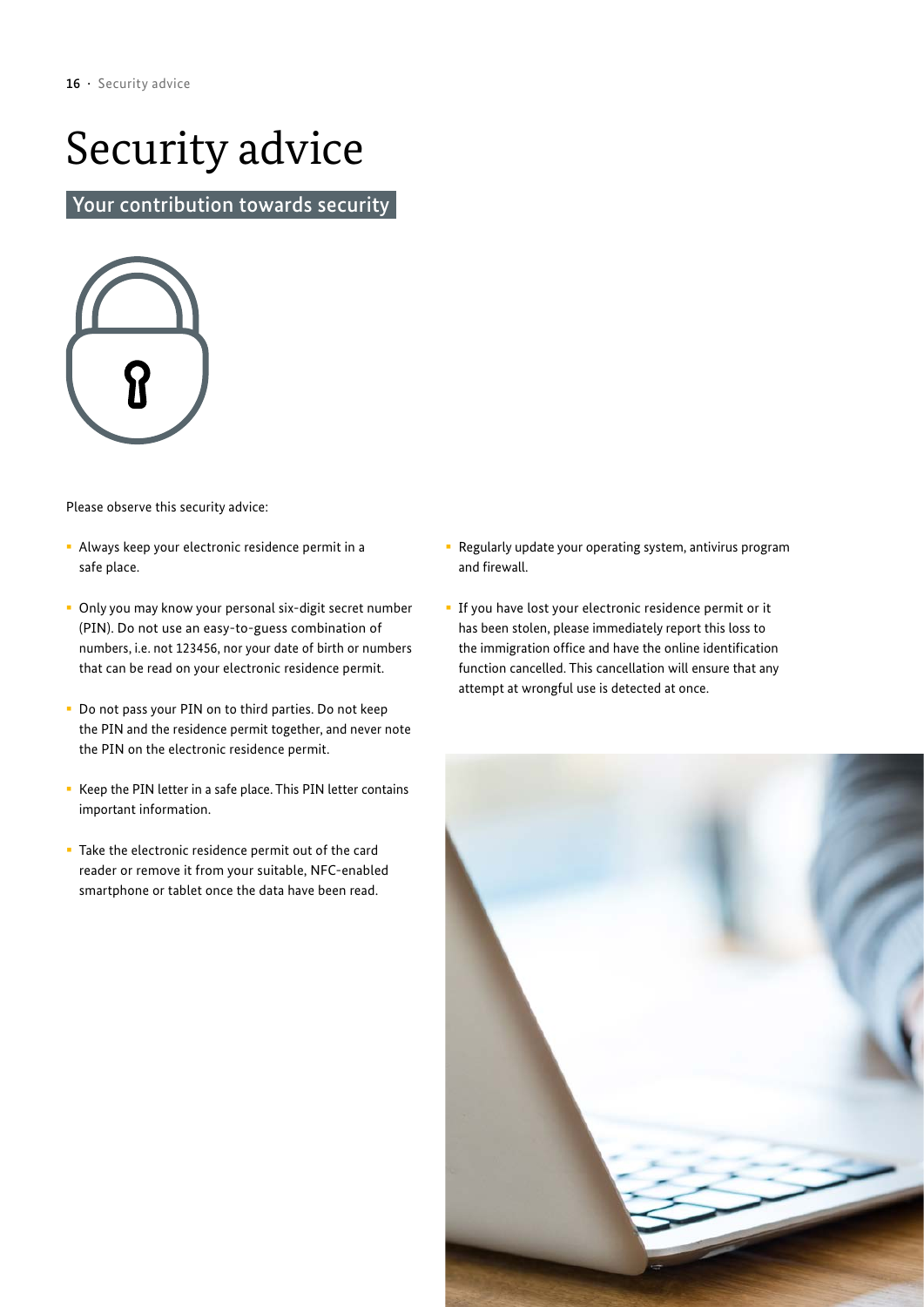# Security advice

## Your contribution towards security

Please observe this security advice:

- Always keep your electronic residence permit in a safe place.
- Only you may know your personal six-digit secret number (PIN). Do not use an easy-to-guess combination of numbers, i.e. not 123456, nor your date of birth or numbers that can be read on your electronic residence permit.
- Do not pass your PIN on to third parties. Do not keep the PIN and the residence permit together, and never note the PIN on the electronic residence permit.
- Keep the PIN letter in a safe place. This PIN letter contains important information.
- Take the electronic residence permit out of the card reader or remove it from your suitable, NFC-enabled smartphone or tablet once the data have been read.
- Regularly update your operating system, antivirus program and firewall.
- If you have lost your electronic residence permit or it has been stolen, please immediately report this loss to the immigration office and have the online identification function cancelled. This cancellation will ensure that any attempt at wrongful use is detected at once.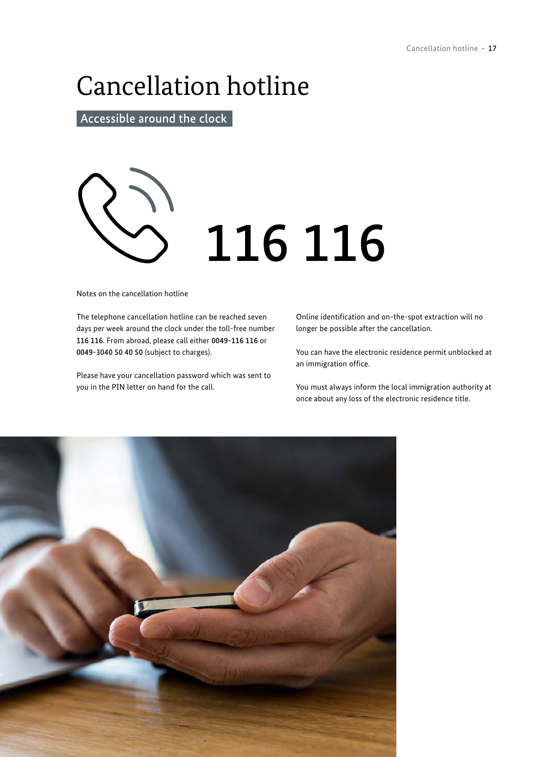# Cancellation hotline

## Accessible around the clock

# 116 116

Notes on the cancellation hotline

The telephone cancellation hotline can be reached seven days per week around the clock under the toll-free number **116 116**. From abroad, please call either **0049-116 116** or **0049-3040 50 40 50** (subject to charges).

Please have your cancellation password which was sent to you in the PIN letter on hand for the call.

Online identification and on-the-spot extraction will no longer be possible after the cancellation.

You can have the electronic residence permit unblocked at an immigration office.

You must always inform the local immigration authority at once about any loss of the electronic residence title.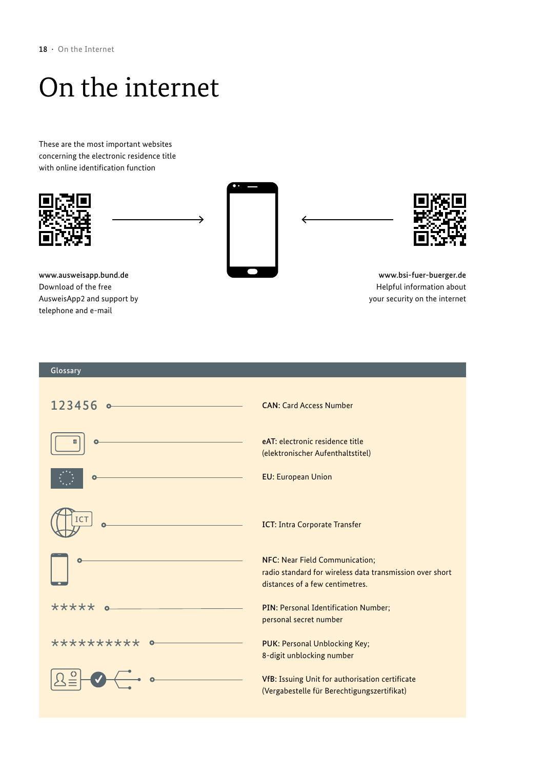# On the internet

These are the most important websites concerning the electronic residence title with online identification function

**www.ausweisapp.bund.de**
Download of the free AusweisApp2 and support by telephone and e-mail

**www.bsi-fuer-buerger.de**
Helpful information about your security on the internet

## Glossary

123456 — **CAN**: Card Access Number

**eAT**: electronic residence title (elektronischer Aufenthaltstitel)

**EU**: European Union

ICT — **ICT**: Intra Corporate Transfer

**NFC**: Near Field Communication; radio standard for wireless data transmission over short distances of a few centimetres.

***** — **PIN**: Personal Identification Number; personal secret number

********** — **PUK**: Personal Unblocking Key; 8-digit unblocking number

**VfB**: Issuing Unit for authorisation certificate (Vergabestelle für Berechtigungszertifikat)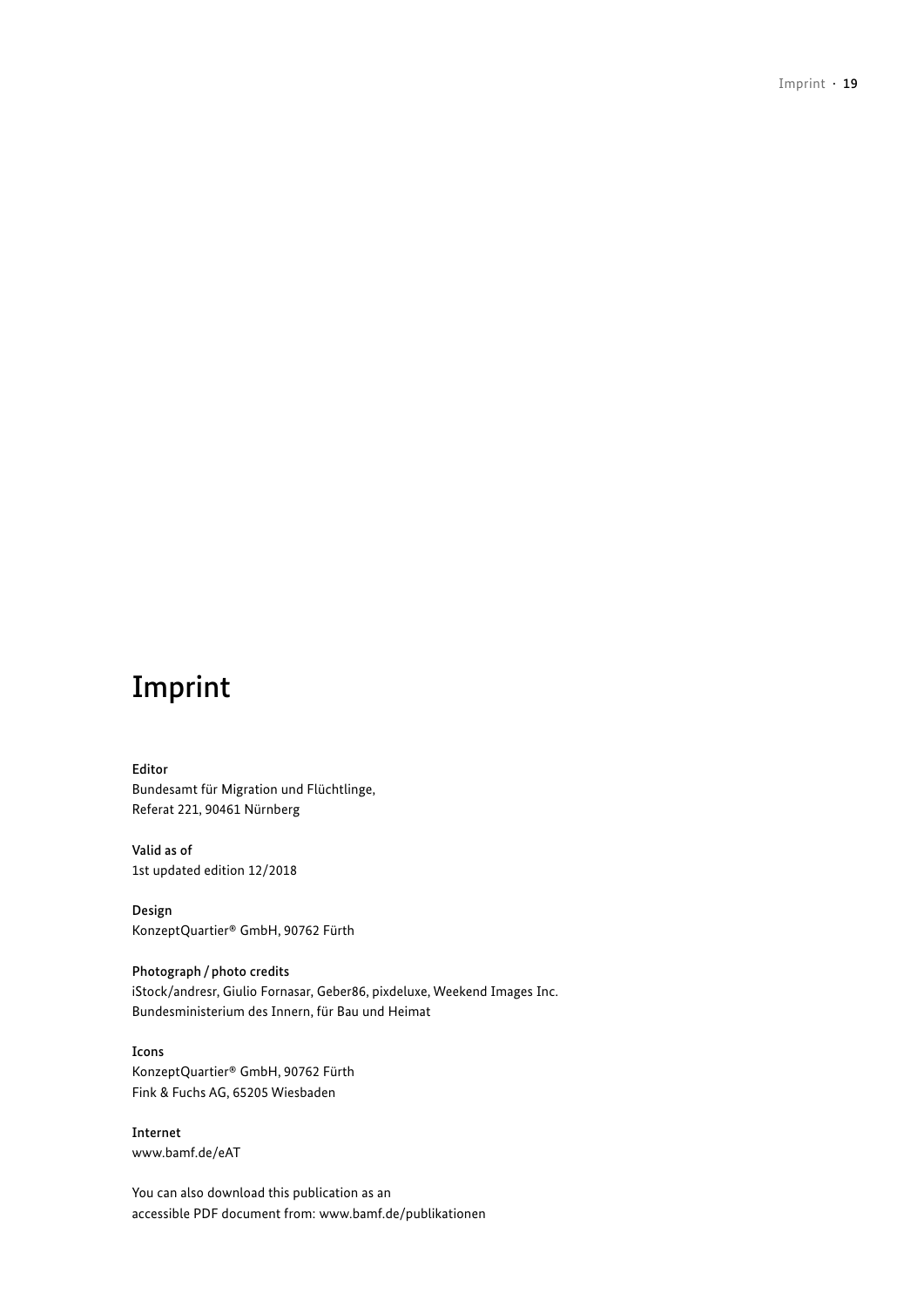# Imprint

**Editor**
Bundesamt für Migration und Flüchtlinge,
Referat 221, 90461 Nürnberg

**Valid as of**
1st updated edition 12/2018

**Design**
KonzeptQuartier® GmbH, 90762 Fürth

**Photograph / photo credits**
iStock/andresr, Giulio Fornasar, Geber86, pixdeluxe, Weekend Images Inc.
Bundesministerium des Innern, für Bau und Heimat

**Icons**
KonzeptQuartier® GmbH, 90762 Fürth
Fink & Fuchs AG, 65205 Wiesbaden

**Internet**
www.bamf.de/eAT

You can also download this publication as an
accessible PDF document from: www.bamf.de/publikationen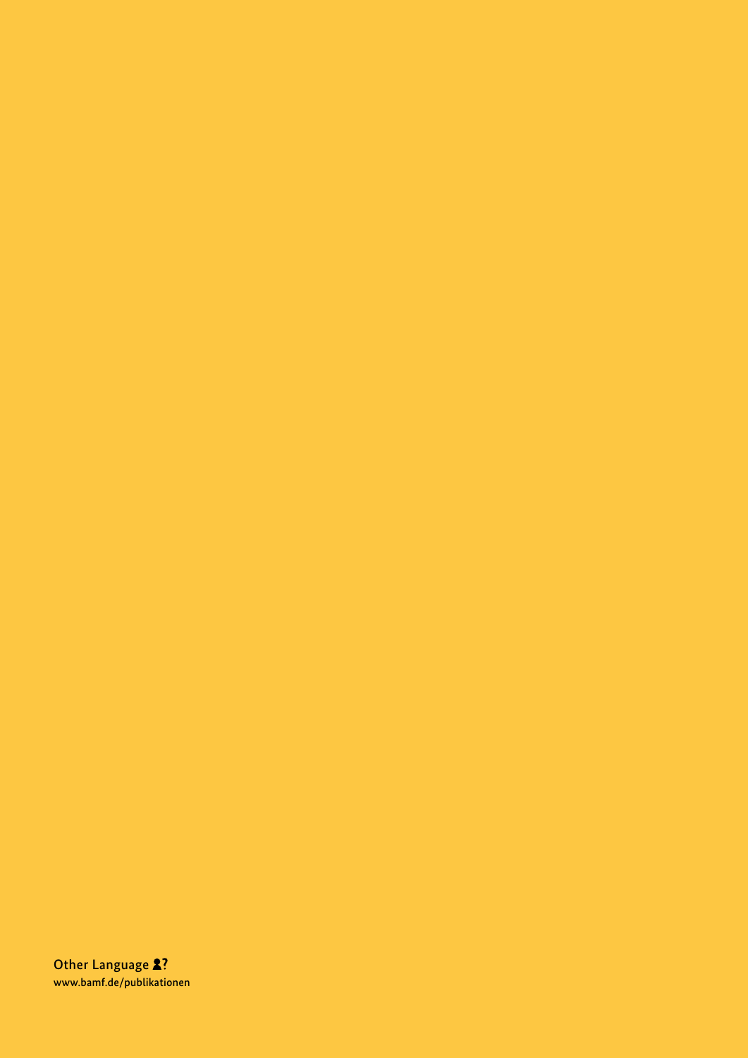Other Language 👤?
www.bamf.de/publikationen